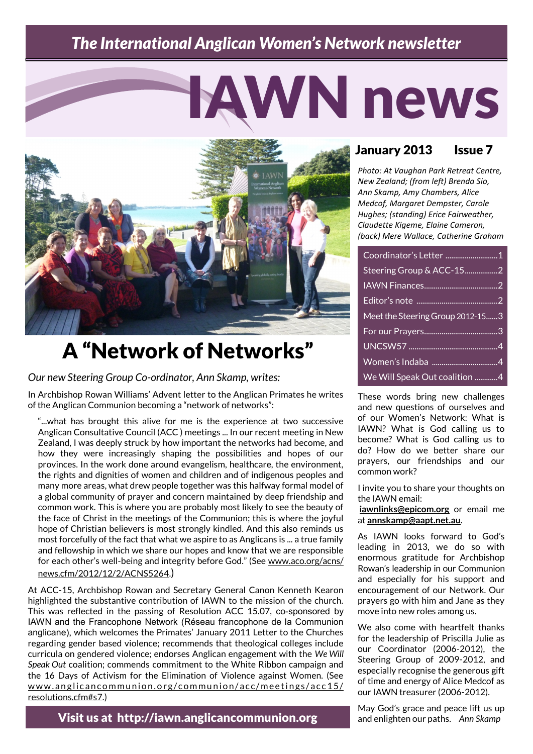*The International Anglican Women's Network newsletter*

# IAWN news

**January 2013 Issue 7**

*Photo: At Vaughan Park Retreat Centre, New Zealand; (from left) Brenda Sio, Ann Skamp, Amy Chambers, Alice Medcof, Margaret Dempster, Carole Hughes; (standing) Erice Fairweather, Claudette Kigeme, Elaine Cameron, (back) Mere Wallace, Catherine Graham*

| | |
|---|---|
| Coordinator's Letter | 1 |
| Steering Group & ACC-15 | 2 |
| IAWN Finances | 2 |
| Editor's note | 2 |
| Meet the Steering Group 2012-15 | 3 |
| For our Prayers | 3 |
| UNCSW57 | 4 |
| Women's Indaba | 4 |
| We Will Speak Out coalition | 4 |

## A "Network of Networks"

*Our new Steering Group Co-ordinator, Ann Skamp, writes:*

In Archbishop Rowan Williams' Advent letter to the Anglican Primates he writes of the Anglican Communion becoming a "network of networks":

> "...what has brought this alive for me is the experience at two successive Anglican Consultative Council (ACC ) meetings ... In our recent meeting in New Zealand, I was deeply struck by how important the networks had become, and how they were increasingly shaping the possibilities and hopes of our provinces. In the work done around evangelism, healthcare, the environment, the rights and dignities of women and children and of indigenous peoples and many more areas, what drew people together was this halfway formal model of a global community of prayer and concern maintained by deep friendship and common work. This is where you are probably most likely to see the beauty of the face of Christ in the meetings of the Communion; this is where the joyful hope of Christian believers is most strongly kindled. And this also reminds us most forcefully of the fact that what we aspire to as Anglicans is ... a true family and fellowship in which we share our hopes and know that we are responsible for each other's well-being and integrity before God." (See www.aco.org/acns/news.cfm/2012/12/2/ACNS5264.)

At ACC-15, Archbishop Rowan and Secretary General Canon Kenneth Kearon highlighted the substantive contribution of IAWN to the mission of the church. This was reflected in the passing of Resolution ACC 15.07, co-sponsored by IAWN and the Francophone Network (Réseau francophone de la Communion anglicane), which welcomes the Primates' January 2011 Letter to the Churches regarding gender based violence; recommends that theological colleges include curricula on gendered violence; endorses Anglican engagement with the *We Will Speak Out* coalition; commends commitment to the White Ribbon campaign and the 16 Days of Activism for the Elimination of Violence against Women. (See www.anglicancommunion.org/communion/acc/meetings/acc15/resolutions.cfm#s7.)

These words bring new challenges and new questions of ourselves and of our Women's Network: What is IAWN? What is God calling us to become? What is God calling us to do? How do we better share our prayers, our friendships and our common work?

I invite you to share your thoughts on the IAWN email: **iawnlinks@epicom.org** or email me at **annskamp@aapt.net.au**.

As IAWN looks forward to God's leading in 2013, we do so with enormous gratitude for Archbishop Rowan's leadership in our Communion and especially for his support and encouragement of our Network. Our prayers go with him and Jane as they move into new roles among us.

We also come with heartfelt thanks for the leadership of Priscilla Julie as our Coordinator (2006-2012), the Steering Group of 2009-2012, and especially recognise the generous gift of time and energy of Alice Medcof as our IAWN treasurer (2006-2012).

May God's grace and peace lift us up and enlighten our paths. *Ann Skamp*

**Visit us at http://iawn.anglicancommunion.org**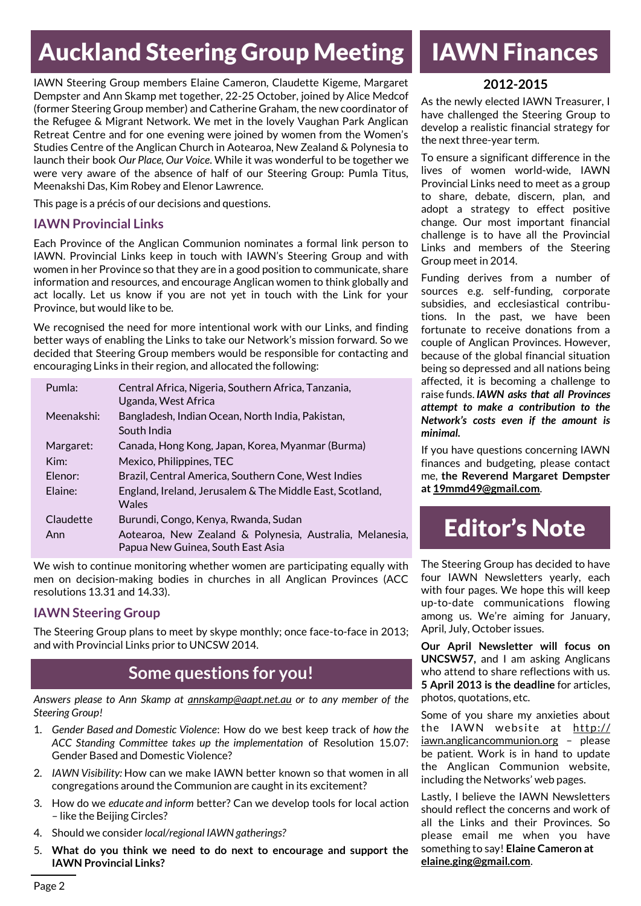# Auckland Steering Group Meeting

IAWN Steering Group members Elaine Cameron, Claudette Kigeme, Margaret Dempster and Ann Skamp met together, 22-25 October, joined by Alice Medcof (former Steering Group member) and Catherine Graham, the new coordinator of the Refugee & Migrant Network. We met in the lovely Vaughan Park Anglican Retreat Centre and for one evening were joined by women from the Women's Studies Centre of the Anglican Church in Aotearoa, New Zealand & Polynesia to launch their book *Our Place, Our Voice*. While it was wonderful to be together we were very aware of the absence of half of our Steering Group: Pumla Titus, Meenakshi Das, Kim Robey and Elenor Lawrence.

This page is a précis of our decisions and questions.

### IAWN Provincial Links

Each Province of the Anglican Communion nominates a formal link person to IAWN. Provincial Links keep in touch with IAWN's Steering Group and with women in her Province so that they are in a good position to communicate, share information and resources, and encourage Anglican women to think globally and act locally. Let us know if you are not yet in touch with the Link for your Province, but would like to be.

We recognised the need for more intentional work with our Links, and finding better ways of enabling the Links to take our Network's mission forward. So we decided that Steering Group members would be responsible for contacting and encouraging Links in their region, and allocated the following:

| | |
|---|---|
| Pumla: | Central Africa, Nigeria, Southern Africa, Tanzania, Uganda, West Africa |
| Meenakshi: | Bangladesh, Indian Ocean, North India, Pakistan, South India |
| Margaret: | Canada, Hong Kong, Japan, Korea, Myanmar (Burma) |
| Kim: | Mexico, Philippines, TEC |
| Elenor: | Brazil, Central America, Southern Cone, West Indies |
| Elaine: | England, Ireland, Jerusalem & The Middle East, Scotland, Wales |
| Claudette | Burundi, Congo, Kenya, Rwanda, Sudan |
| Ann | Aotearoa, New Zealand & Polynesia, Australia, Melanesia, Papua New Guinea, South East Asia |

We wish to continue monitoring whether women are participating equally with men on decision-making bodies in churches in all Anglican Provinces (ACC resolutions 13.31 and 14.33).

### IAWN Steering Group

The Steering Group plans to meet by skype monthly; once face-to-face in 2013; and with Provincial Links prior to UNCSW 2014.

## Some questions for you!

*Answers please to Ann Skamp at annskamp@aapt.net.au or to any member of the Steering Group!*

1. *Gender Based and Domestic Violence*: How do we best keep track of *how the ACC Standing Committee takes up the implementation* of Resolution 15.07: Gender Based and Domestic Violence?
2. *IAWN Visibility:* How can we make IAWN better known so that women in all congregations around the Communion are caught in its excitement?
3. How do we *educate and inform* better? Can we develop tools for local action – like the Beijing Circles?
4. Should we consider *local/regional IAWN gatherings?*
5. **What do you think we need to do next to encourage and support the IAWN Provincial Links?**

# IAWN Finances

**2012-2015**

As the newly elected IAWN Treasurer, I have challenged the Steering Group to develop a realistic financial strategy for the next three-year term.

To ensure a significant difference in the lives of women world-wide, IAWN Provincial Links need to meet as a group to share, debate, discern, plan, and adopt a strategy to effect positive change. Our most important financial challenge is to have all the Provincial Links and members of the Steering Group meet in 2014.

Funding derives from a number of sources e.g. self-funding, corporate subsidies, and ecclesiastical contributions. In the past, we have been fortunate to receive donations from a couple of Anglican Provinces. However, because of the global financial situation being so depressed and all nations being affected, it is becoming a challenge to raise funds. ***IAWN asks that all Provinces attempt to make a contribution to the Network's costs even if the amount is minimal.***

If you have questions concerning IAWN finances and budgeting, please contact me, **the Reverend Margaret Dempster at 19mmd49@gmail.com**.

# Editor's Note

The Steering Group has decided to have four IAWN Newsletters yearly, each with four pages. We hope this will keep up-to-date communications flowing among us. We're aiming for January, April, July, October issues.

**Our April Newsletter will focus on UNCSW57,** and I am asking Anglicans who attend to share reflections with us. **5 April 2013 is the deadline** for articles, photos, quotations, etc.

Some of you share my anxieties about the IAWN website at http://iawn.anglicancommunion.org – please be patient. Work is in hand to update the Anglican Communion website, including the Networks' web pages.

Lastly, I believe the IAWN Newsletters should reflect the concerns and work of all the Links and their Provinces. So please email me when you have something to say! **Elaine Cameron at elaine.ging@gmail.com**.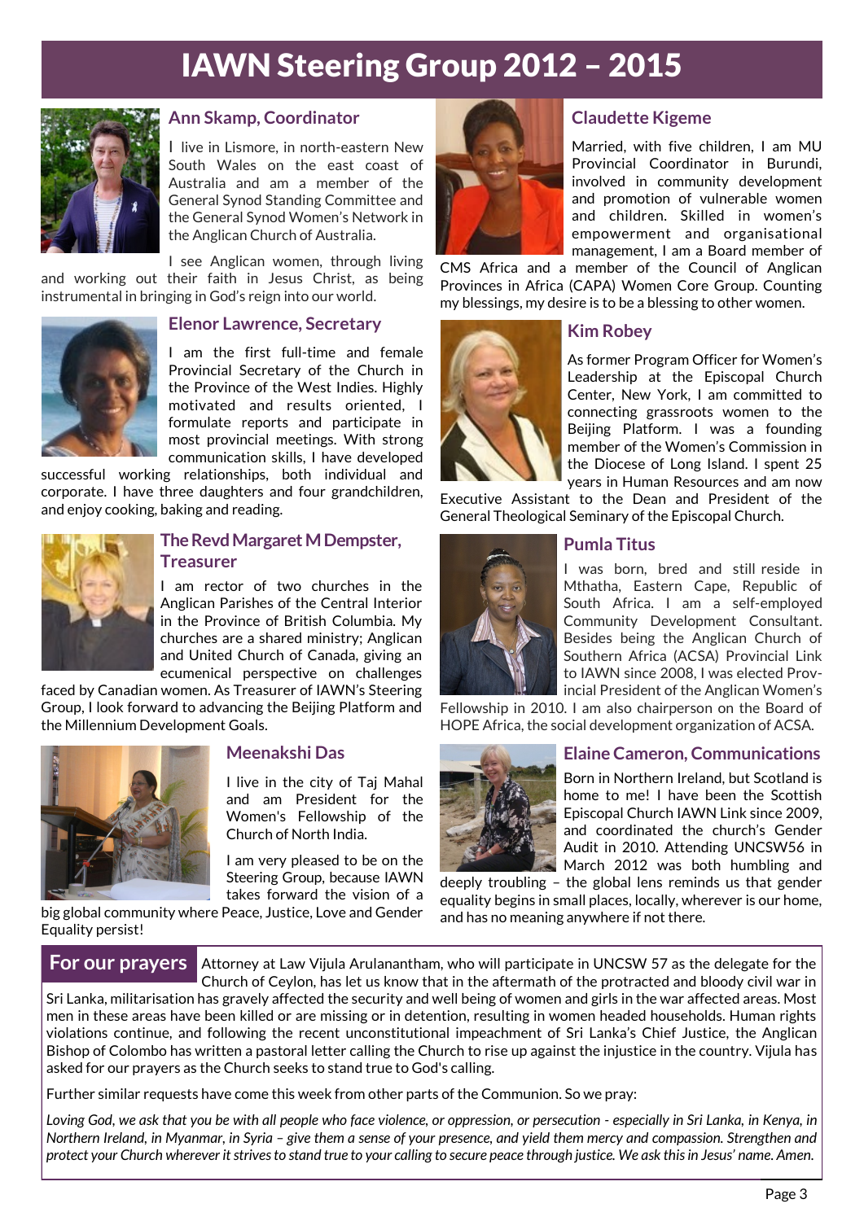# IAWN Steering Group 2012 – 2015

## Ann Skamp, Coordinator

I live in Lismore, in north-eastern New South Wales on the east coast of Australia and am a member of the General Synod Standing Committee and the General Synod Women's Network in the Anglican Church of Australia.

I see Anglican women, through living and working out their faith in Jesus Christ, as being instrumental in bringing in God's reign into our world.

## Elenor Lawrence, Secretary

I am the first full-time and female Provincial Secretary of the Church in the Province of the West Indies. Highly motivated and results oriented, I formulate reports and participate in most provincial meetings. With strong communication skills, I have developed successful working relationships, both individual and corporate. I have three daughters and four grandchildren, and enjoy cooking, baking and reading.

## The Revd Margaret M Dempster, Treasurer

I am rector of two churches in the Anglican Parishes of the Central Interior in the Province of British Columbia. My churches are a shared ministry; Anglican and United Church of Canada, giving an ecumenical perspective on challenges faced by Canadian women. As Treasurer of IAWN's Steering Group, I look forward to advancing the Beijing Platform and the Millennium Development Goals.

## Meenakshi Das

I live in the city of Taj Mahal and am President for the Women's Fellowship of the Church of North India.

I am very pleased to be on the Steering Group, because IAWN takes forward the vision of a big global community where Peace, Justice, Love and Gender Equality persist!

## Claudette Kigeme

Married, with five children, I am MU Provincial Coordinator in Burundi, involved in community development and promotion of vulnerable women and children. Skilled in women's empowerment and organisational management, I am a Board member of CMS Africa and a member of the Council of Anglican Provinces in Africa (CAPA) Women Core Group. Counting my blessings, my desire is to be a blessing to other women.

## Kim Robey

As former Program Officer for Women's Leadership at the Episcopal Church Center, New York, I am committed to connecting grassroots women to the Beijing Platform. I was a founding member of the Women's Commission in the Diocese of Long Island. I spent 25 years in Human Resources and am now Executive Assistant to the Dean and President of the General Theological Seminary of the Episcopal Church.

## Pumla Titus

I was born, bred and still reside in Mthatha, Eastern Cape, Republic of South Africa. I am a self-employed Community Development Consultant. Besides being the Anglican Church of Southern Africa (ACSA) Provincial Link to IAWN since 2008, I was elected Provincial President of the Anglican Women's Fellowship in 2010. I am also chairperson on the Board of HOPE Africa, the social development organization of ACSA.

## Elaine Cameron, Communications

Born in Northern Ireland, but Scotland is home to me! I have been the Scottish Episcopal Church IAWN Link since 2009, and coordinated the church's Gender Audit in 2010. Attending UNCSW56 in March 2012 was both humbling and deeply troubling – the global lens reminds us that gender equality begins in small places, locally, wherever is our home, and has no meaning anywhere if not there.

## For our prayers

Attorney at Law Vijula Arulanantham, who will participate in UNCSW 57 as the delegate for the Church of Ceylon, has let us know that in the aftermath of the protracted and bloody civil war in Sri Lanka, militarisation has gravely affected the security and well being of women and girls in the war affected areas. Most men in these areas have been killed or are missing or in detention, resulting in women headed households. Human rights violations continue, and following the recent unconstitutional impeachment of Sri Lanka's Chief Justice, the Anglican Bishop of Colombo has written a pastoral letter calling the Church to rise up against the injustice in the country. Vijula has asked for our prayers as the Church seeks to stand true to God's calling.

Further similar requests have come this week from other parts of the Communion. So we pray:

*Loving God, we ask that you be with all people who face violence, or oppression, or persecution - especially in Sri Lanka, in Kenya, in Northern Ireland, in Myanmar, in Syria – give them a sense of your presence, and yield them mercy and compassion. Strengthen and protect your Church wherever it strives to stand true to your calling to secure peace through justice. We ask this in Jesus' name. Amen.*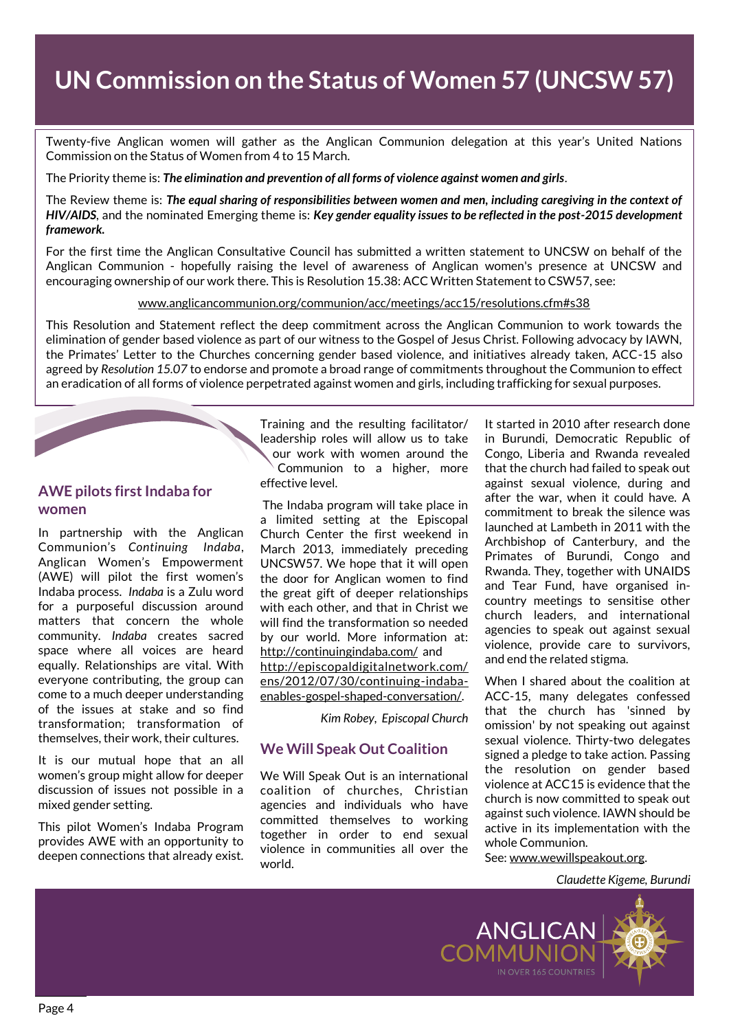# UN Commission on the Status of Women 57 (UNCSW 57)

Twenty-five Anglican women will gather as the Anglican Communion delegation at this year's United Nations Commission on the Status of Women from 4 to 15 March.

The Priority theme is: ***The elimination and prevention of all forms of violence against women and girls***.

The Review theme is: ***The equal sharing of responsibilities between women and men, including caregiving in the context of HIV/AIDS***, and the nominated Emerging theme is: ***Key gender equality issues to be reflected in the post-2015 development framework.***

For the first time the Anglican Consultative Council has submitted a written statement to UNCSW on behalf of the Anglican Communion - hopefully raising the level of awareness of Anglican women's presence at UNCSW and encouraging ownership of our work there. This is Resolution 15.38: ACC Written Statement to CSW57, see:

www.anglicancommunion.org/communion/acc/meetings/acc15/resolutions.cfm#s38

This Resolution and Statement reflect the deep commitment across the Anglican Communion to work towards the elimination of gender based violence as part of our witness to the Gospel of Jesus Christ. Following advocacy by IAWN, the Primates' Letter to the Churches concerning gender based violence, and initiatives already taken, ACC-15 also agreed by *Resolution 15.07* to endorse and promote a broad range of commitments throughout the Communion to effect an eradication of all forms of violence perpetrated against women and girls, including trafficking for sexual purposes.

## AWE pilots first Indaba for women

In partnership with the Anglican Communion's *Continuing Indaba*, Anglican Women's Empowerment (AWE) will pilot the first women's Indaba process. *Indaba* is a Zulu word for a purposeful discussion around matters that concern the whole community. *Indaba* creates sacred space where all voices are heard equally. Relationships are vital. With everyone contributing, the group can come to a much deeper understanding of the issues at stake and so find transformation; transformation of themselves, their work, their cultures.

It is our mutual hope that an all women's group might allow for deeper discussion of issues not possible in a mixed gender setting.

This pilot Women's Indaba Program provides AWE with an opportunity to deepen connections that already exist. Training and the resulting facilitator/leadership roles will allow us to take our work with women around the Communion to a higher, more effective level.

The Indaba program will take place in a limited setting at the Episcopal Church Center the first weekend in March 2013, immediately preceding UNCSW57. We hope that it will open the door for Anglican women to find the great gift of deeper relationships with each other, and that in Christ we will find the transformation so needed by our world. More information at: http://continuingindaba.com/ and http://episcopaldigitalnetwork.com/ens/2012/07/30/continuing-indaba-enables-gospel-shaped-conversation/.

*Kim Robey, Episcopal Church*

## We Will Speak Out Coalition

We Will Speak Out is an international coalition of churches, Christian agencies and individuals who have committed themselves to working together in order to end sexual violence in communities all over the world.

It started in 2010 after research done in Burundi, Democratic Republic of Congo, Liberia and Rwanda revealed that the church had failed to speak out against sexual violence, during and after the war, when it could have. A commitment to break the silence was launched at Lambeth in 2011 with the Archbishop of Canterbury, and the Primates of Burundi, Congo and Rwanda. They, together with UNAIDS and Tear Fund, have organised in-country meetings to sensitise other church leaders, and international agencies to speak out against sexual violence, provide care to survivors, and end the related stigma.

When I shared about the coalition at ACC-15, many delegates confessed that the church has 'sinned by omission' by not speaking out against sexual violence. Thirty-two delegates signed a pledge to take action. Passing the resolution on gender based violence at ACC15 is evidence that the church is now committed to speak out against such violence. IAWN should be active in its implementation with the whole Communion.

See: www.wewillspeakout.org.

*Claudette Kigeme, Burundi*

ANGLICAN COMMUNION
IN OVER 165 COUNTRIES